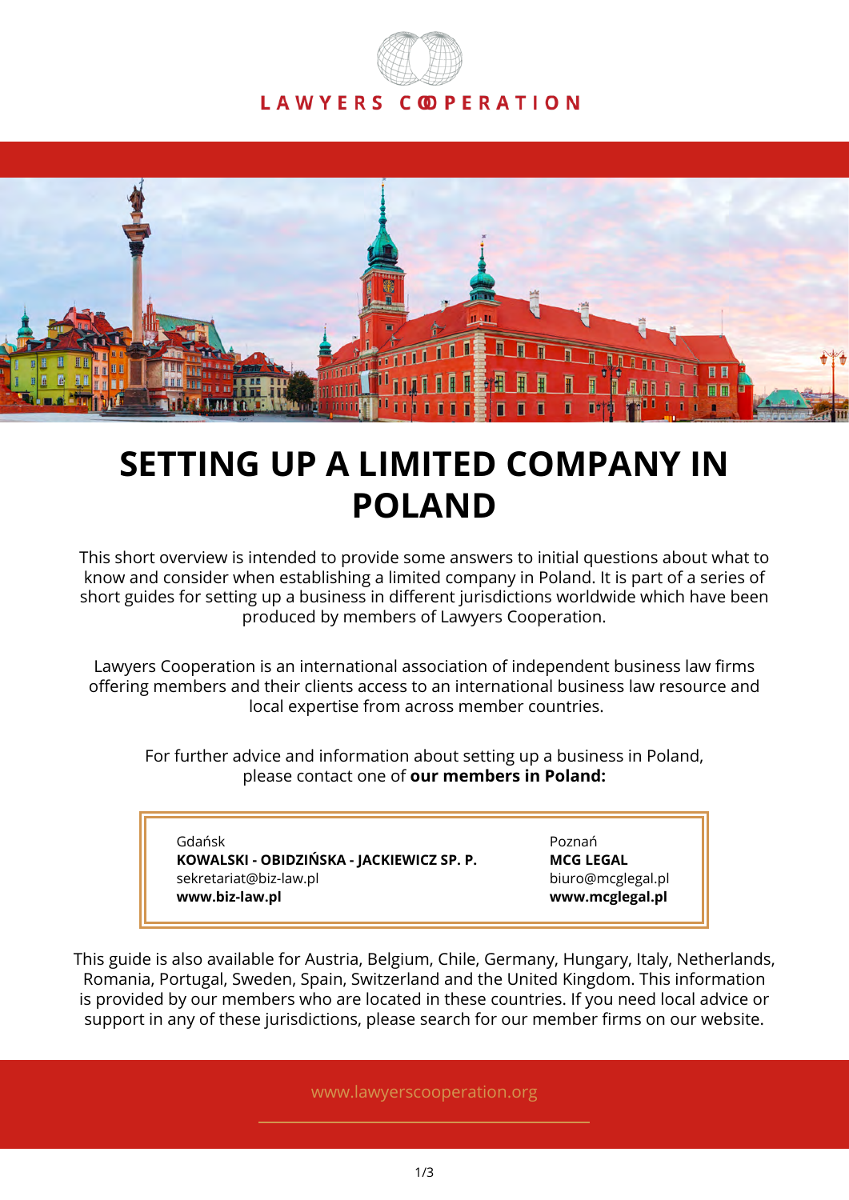LAWYERS COOPERATION

# SETTING UP A LIMITED COMPANY IN POLAND

This short overview is intended to provide some answers to initial questions about what to know and consider when establishing a limited company in Poland. It is part of a series of short guides for setting up a business in different jurisdictions worldwide which have been produced by members of Lawyers Cooperation.

Lawyers Cooperation is an international association of independent business law firms offering members and their clients access to an international business law resource and local expertise from across member countries.

For further advice and information about setting up a business in Poland, please contact one of **our members in Poland:**

Gdańsk
**KOWALSKI - OBIDZIŃSKA - JACKIEWICZ SP. P.**
sekretariat@biz-law.pl
**www.biz-law.pl**

Poznań
**MCG LEGAL**
biuro@mcglegal.pl
**www.mcglegal.pl**

This guide is also available for Austria, Belgium, Chile, Germany, Hungary, Italy, Netherlands, Romania, Portugal, Sweden, Spain, Switzerland and the United Kingdom. This information is provided by our members who are located in these countries. If you need local advice or support in any of these jurisdictions, please search for our member firms on our website.

www.lawyerscooperation.org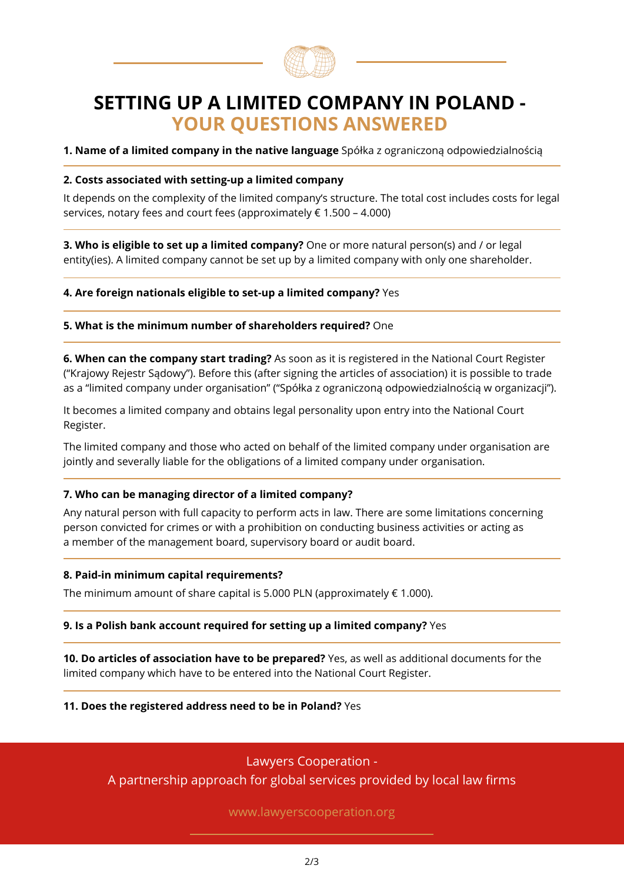# SETTING UP A LIMITED COMPANY IN POLAND - YOUR QUESTIONS ANSWERED

**1. Name of a limited company in the native language** Spółka z ograniczoną odpowiedzialnością

**2. Costs associated with setting-up a limited company**

It depends on the complexity of the limited company's structure. The total cost includes costs for legal services, notary fees and court fees (approximately € 1.500 – 4.000)

**3. Who is eligible to set up a limited company?** One or more natural person(s) and / or legal entity(ies). A limited company cannot be set up by a limited company with only one shareholder.

**4. Are foreign nationals eligible to set-up a limited company?** Yes

**5. What is the minimum number of shareholders required?** One

**6. When can the company start trading?** As soon as it is registered in the National Court Register ("Krajowy Rejestr Sądowy"). Before this (after signing the articles of association) it is possible to trade as a "limited company under organisation" ("Spółka z ograniczoną odpowiedzialnością w organizacji").

It becomes a limited company and obtains legal personality upon entry into the National Court Register.

The limited company and those who acted on behalf of the limited company under organisation are jointly and severally liable for the obligations of a limited company under organisation.

**7. Who can be managing director of a limited company?**

Any natural person with full capacity to perform acts in law. There are some limitations concerning person convicted for crimes or with a prohibition on conducting business activities or acting as a member of the management board, supervisory board or audit board.

**8. Paid-in minimum capital requirements?**

The minimum amount of share capital is 5.000 PLN (approximately € 1.000).

**9. Is a Polish bank account required for setting up a limited company?** Yes

**10. Do articles of association have to be prepared?** Yes, as well as additional documents for the limited company which have to be entered into the National Court Register.

**11. Does the registered address need to be in Poland?** Yes

Lawyers Cooperation -
A partnership approach for global services provided by local law firms

www.lawyerscooperation.org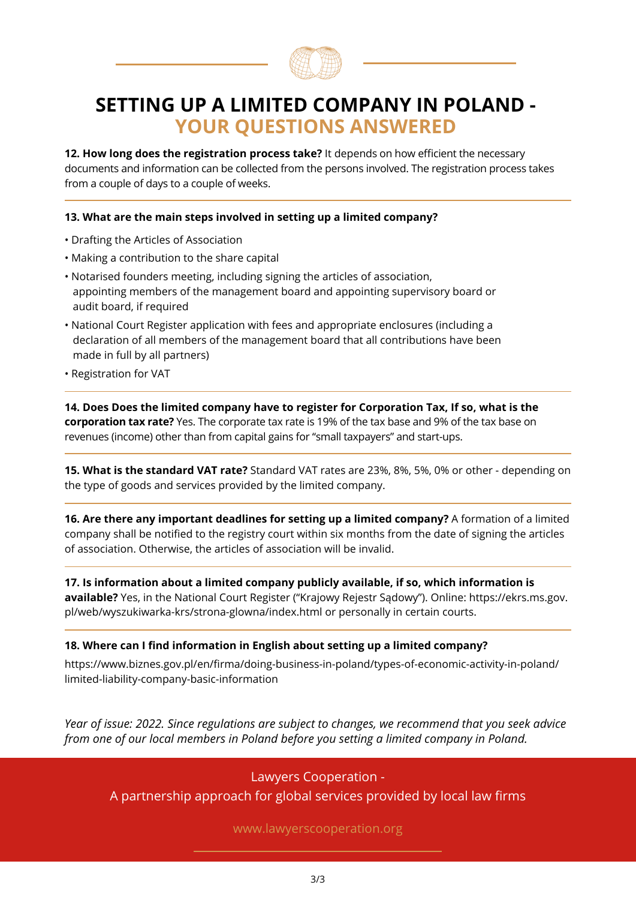# SETTING UP A LIMITED COMPANY IN POLAND - YOUR QUESTIONS ANSWERED

**12. How long does the registration process take?** It depends on how efficient the necessary documents and information can be collected from the persons involved. The registration process takes from a couple of days to a couple of weeks.

**13. What are the main steps involved in setting up a limited company?**

- Drafting the Articles of Association
- Making a contribution to the share capital
- Notarised founders meeting, including signing the articles of association, appointing members of the management board and appointing supervisory board or audit board, if required
- National Court Register application with fees and appropriate enclosures (including a declaration of all members of the management board that all contributions have been made in full by all partners)
- Registration for VAT

**14. Does Does the limited company have to register for Corporation Tax, If so, what is the corporation tax rate?** Yes. The corporate tax rate is 19% of the tax base and 9% of the tax base on revenues (income) other than from capital gains for "small taxpayers" and start-ups.

**15. What is the standard VAT rate?** Standard VAT rates are 23%, 8%, 5%, 0% or other - depending on the type of goods and services provided by the limited company.

**16. Are there any important deadlines for setting up a limited company?** A formation of a limited company shall be notified to the registry court within six months from the date of signing the articles of association. Otherwise, the articles of association will be invalid.

**17. Is information about a limited company publicly available, if so, which information is available?** Yes, in the National Court Register ("Krajowy Rejestr Sądowy"). Online: https://ekrs.ms.gov.pl/web/wyszukiwarka-krs/strona-glowna/index.html or personally in certain courts.

**18. Where can I find information in English about setting up a limited company?**

https://www.biznes.gov.pl/en/firma/doing-business-in-poland/types-of-economic-activity-in-poland/limited-liability-company-basic-information

*Year of issue: 2022. Since regulations are subject to changes, we recommend that you seek advice from one of our local members in Poland before you setting a limited company in Poland.*

Lawyers Cooperation -
A partnership approach for global services provided by local law firms

www.lawyerscooperation.org